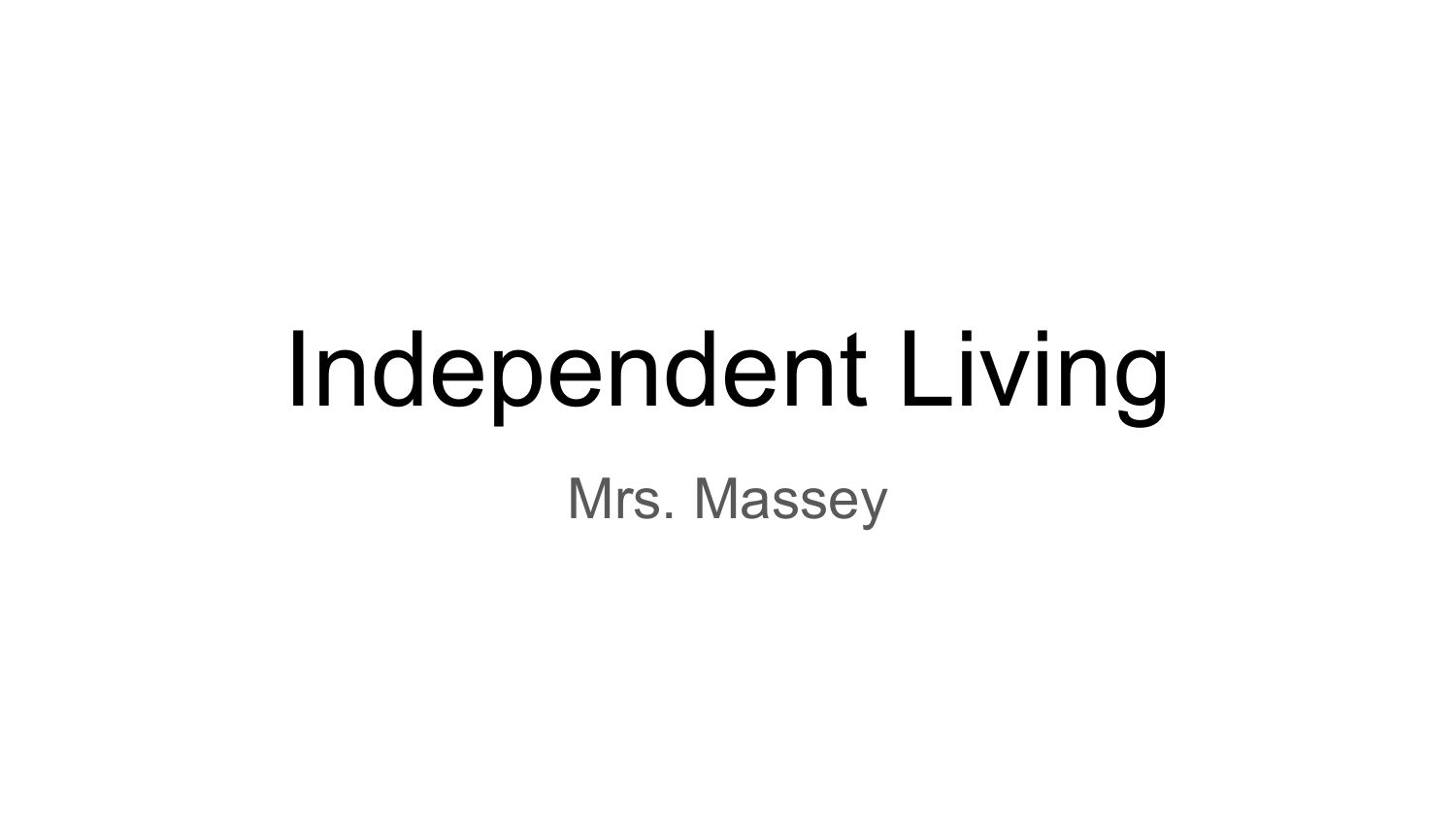# Independent Living

Mrs. Massey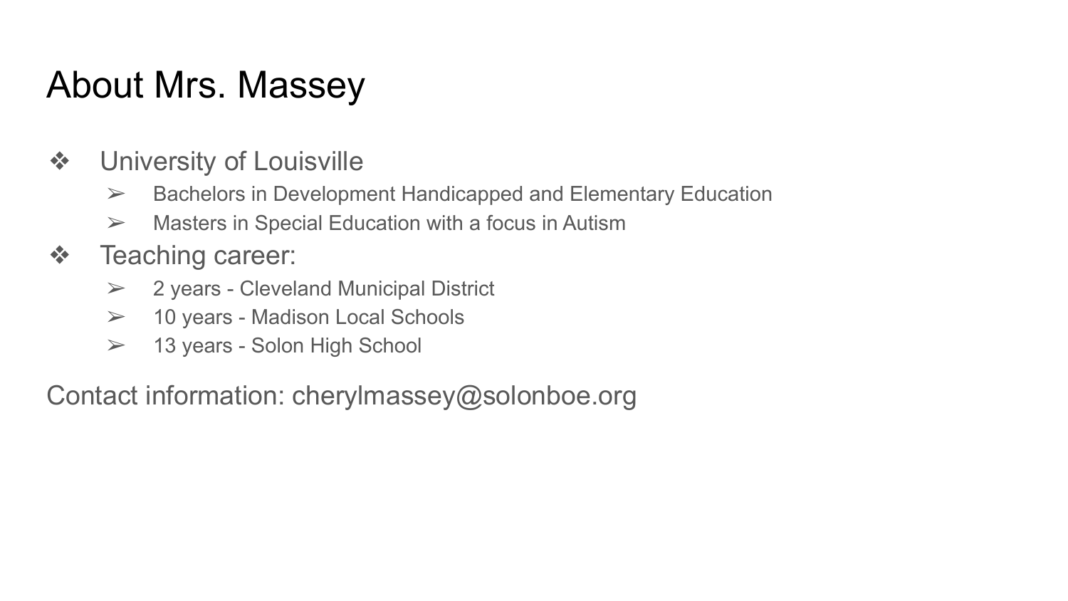# About Mrs. Massey

- University of Louisville
  - Bachelors in Development Handicapped and Elementary Education
  - Masters in Special Education with a focus in Autism
- Teaching career:
  - 2 years - Cleveland Municipal District
  - 10 years - Madison Local Schools
  - 13 years - Solon High School

Contact information: cherylmassey@solonboe.org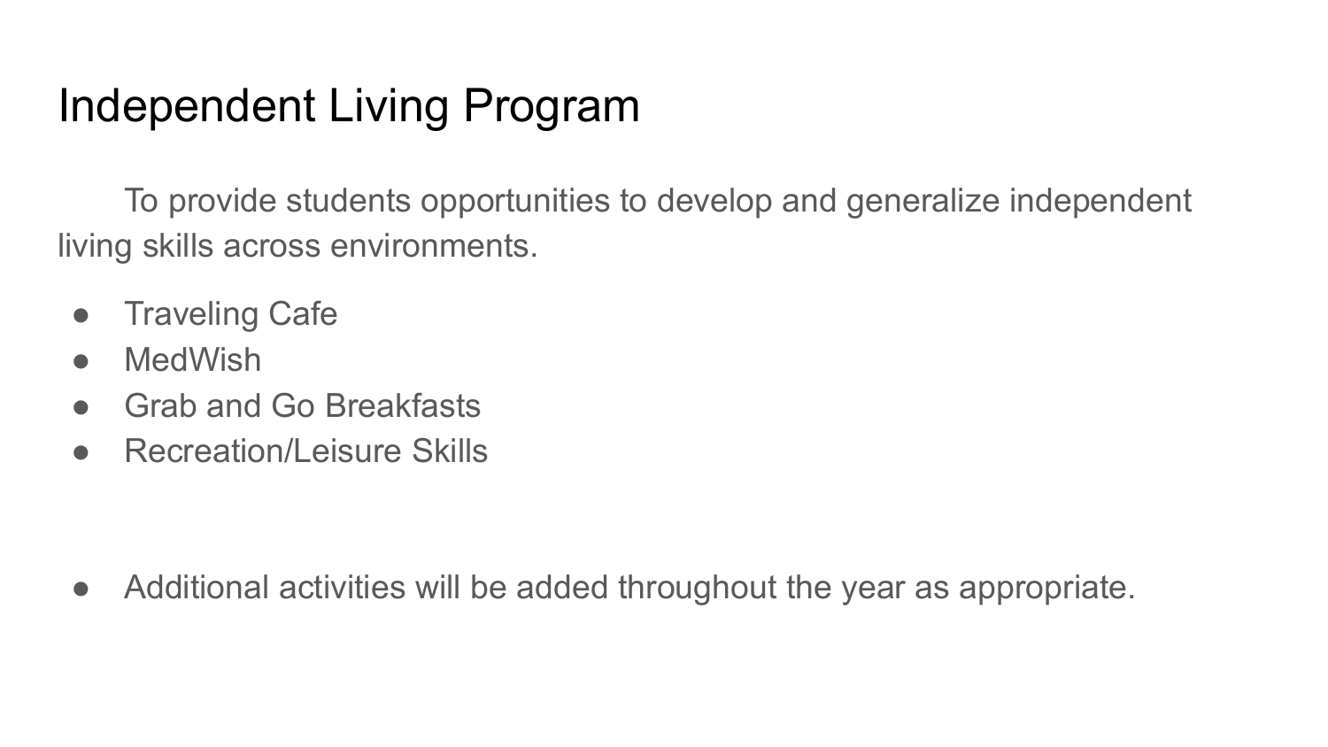# Independent Living Program

To provide students opportunities to develop and generalize independent living skills across environments.

- Traveling Cafe
- MedWish
- Grab and Go Breakfasts
- Recreation/Leisure Skills

- Additional activities will be added throughout the year as appropriate.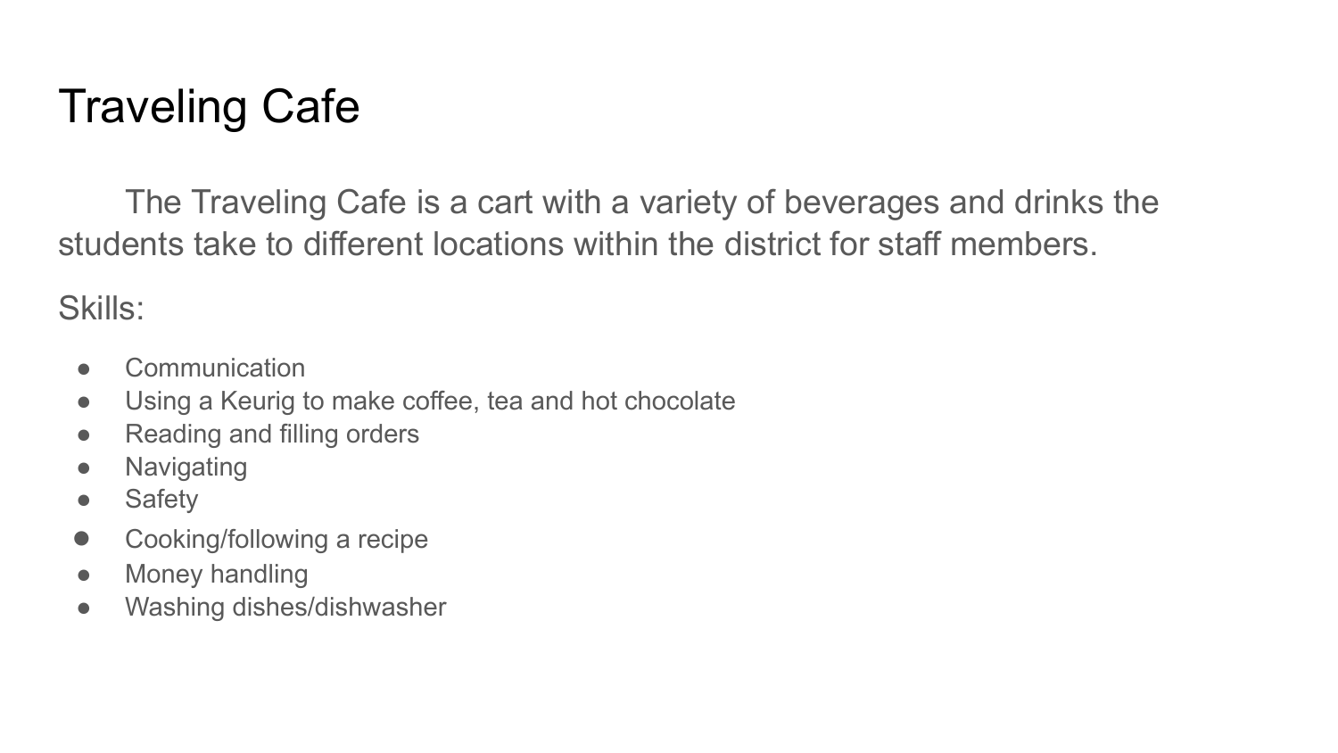# Traveling Cafe

The Traveling Cafe is a cart with a variety of beverages and drinks the students take to different locations within the district for staff members.

Skills:

- Communication
- Using a Keurig to make coffee, tea and hot chocolate
- Reading and filling orders
- Navigating
- Safety
- Cooking/following a recipe
- Money handling
- Washing dishes/dishwasher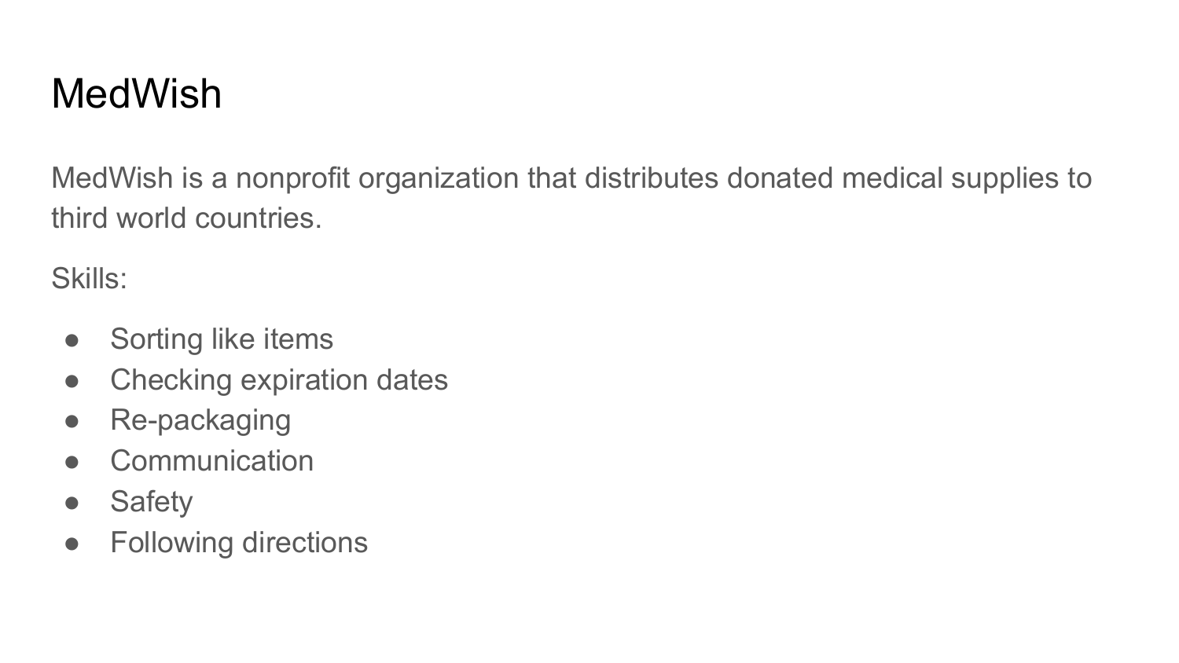# MedWish

MedWish is a nonprofit organization that distributes donated medical supplies to third world countries.

Skills:

- Sorting like items
- Checking expiration dates
- Re-packaging
- Communication
- Safety
- Following directions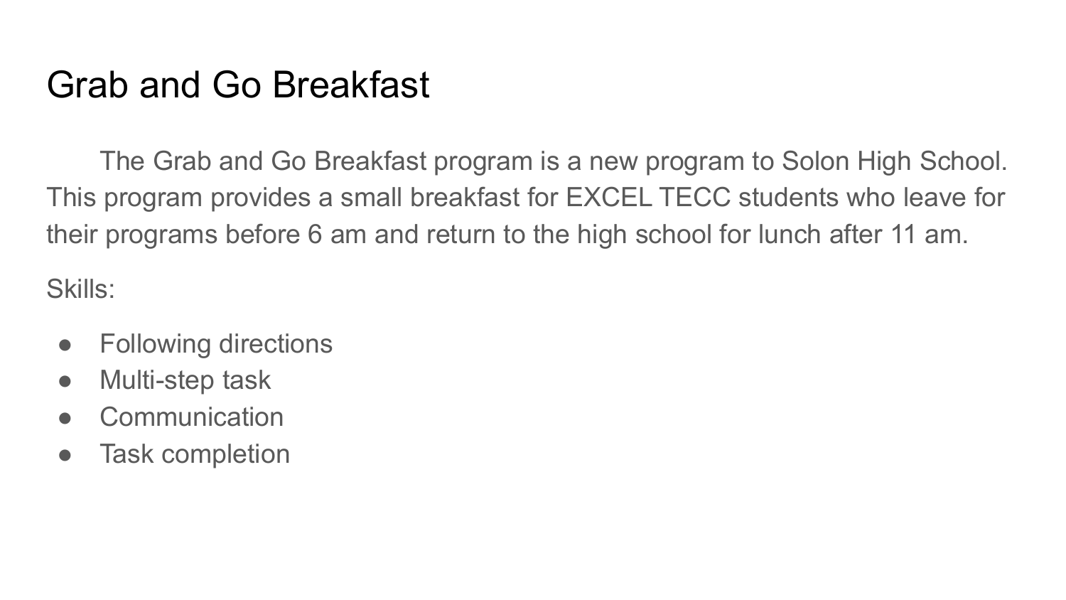# Grab and Go Breakfast

The Grab and Go Breakfast program is a new program to Solon High School. This program provides a small breakfast for EXCEL TECC students who leave for their programs before 6 am and return to the high school for lunch after 11 am.

Skills:

- Following directions
- Multi-step task
- Communication
- Task completion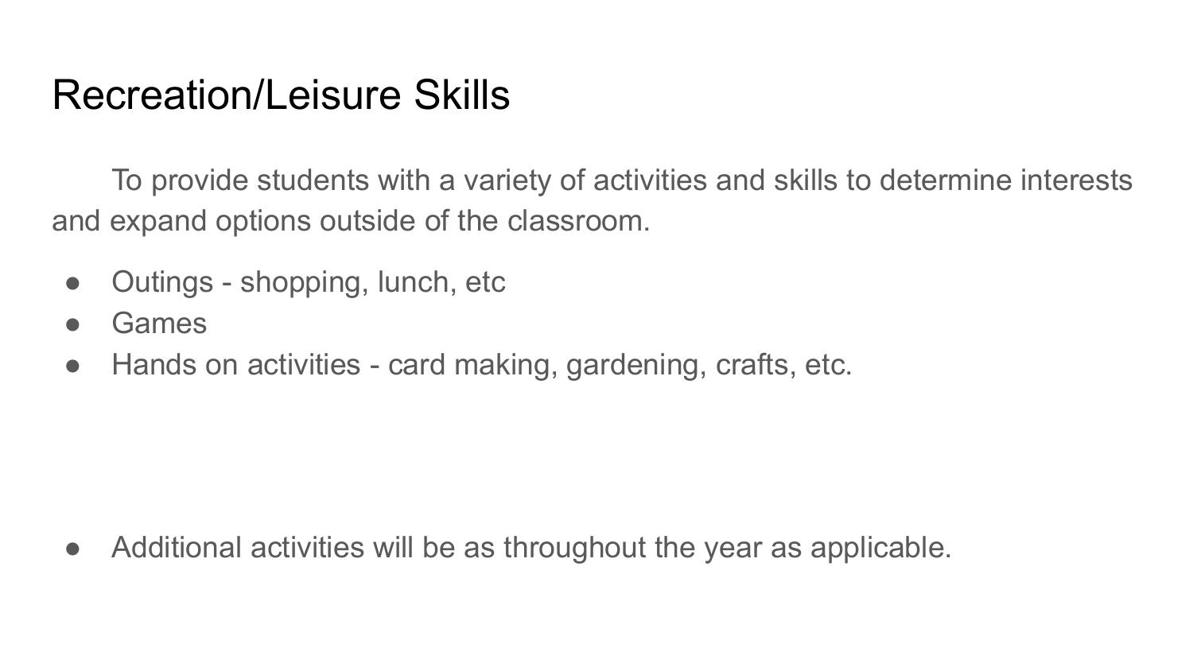# Recreation/Leisure Skills

To provide students with a variety of activities and skills to determine interests and expand options outside of the classroom.

- Outings - shopping, lunch, etc
- Games
- Hands on activities - card making, gardening, crafts, etc.

- Additional activities will be as throughout the year as applicable.